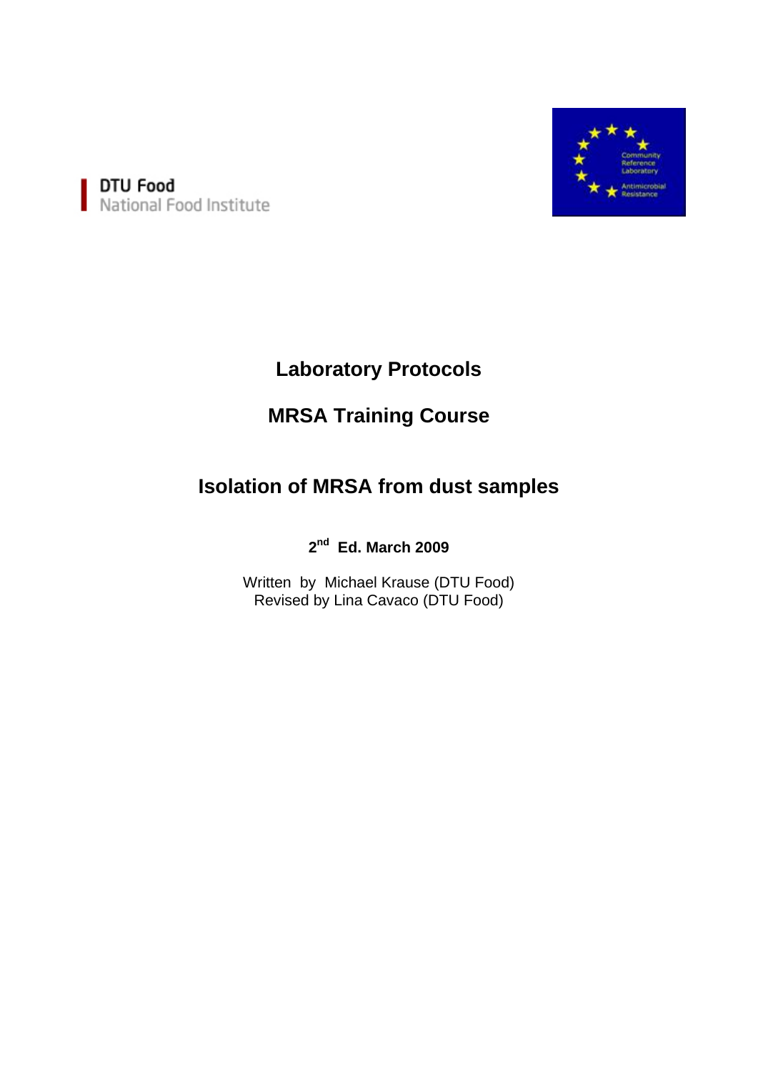DTU Food
National Food Institute

Community Reference Laboratory
Antimicrobial Resistance

# Laboratory Protocols

# MRSA Training Course

## Isolation of MRSA from dust samples

**2nd Ed. March 2009**

Written by Michael Krause (DTU Food)
Revised by Lina Cavaco (DTU Food)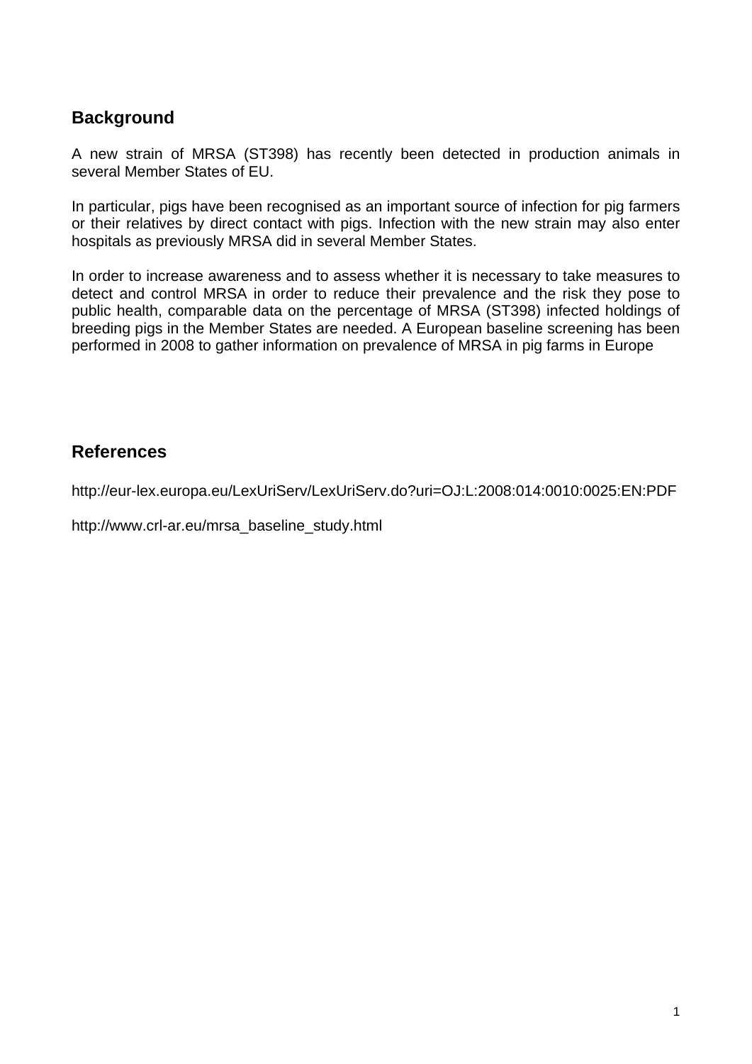## Background

A new strain of MRSA (ST398) has recently been detected in production animals in several Member States of EU.

In particular, pigs have been recognised as an important source of infection for pig farmers or their relatives by direct contact with pigs. Infection with the new strain may also enter hospitals as previously MRSA did in several Member States.

In order to increase awareness and to assess whether it is necessary to take measures to detect and control MRSA in order to reduce their prevalence and the risk they pose to public health, comparable data on the percentage of MRSA (ST398) infected holdings of breeding pigs in the Member States are needed. A European baseline screening has been performed in 2008 to gather information on prevalence of MRSA in pig farms in Europe

## References

http://eur-lex.europa.eu/LexUriServ/LexUriServ.do?uri=OJ:L:2008:014:0010:0025:EN:PDF

http://www.crl-ar.eu/mrsa_baseline_study.html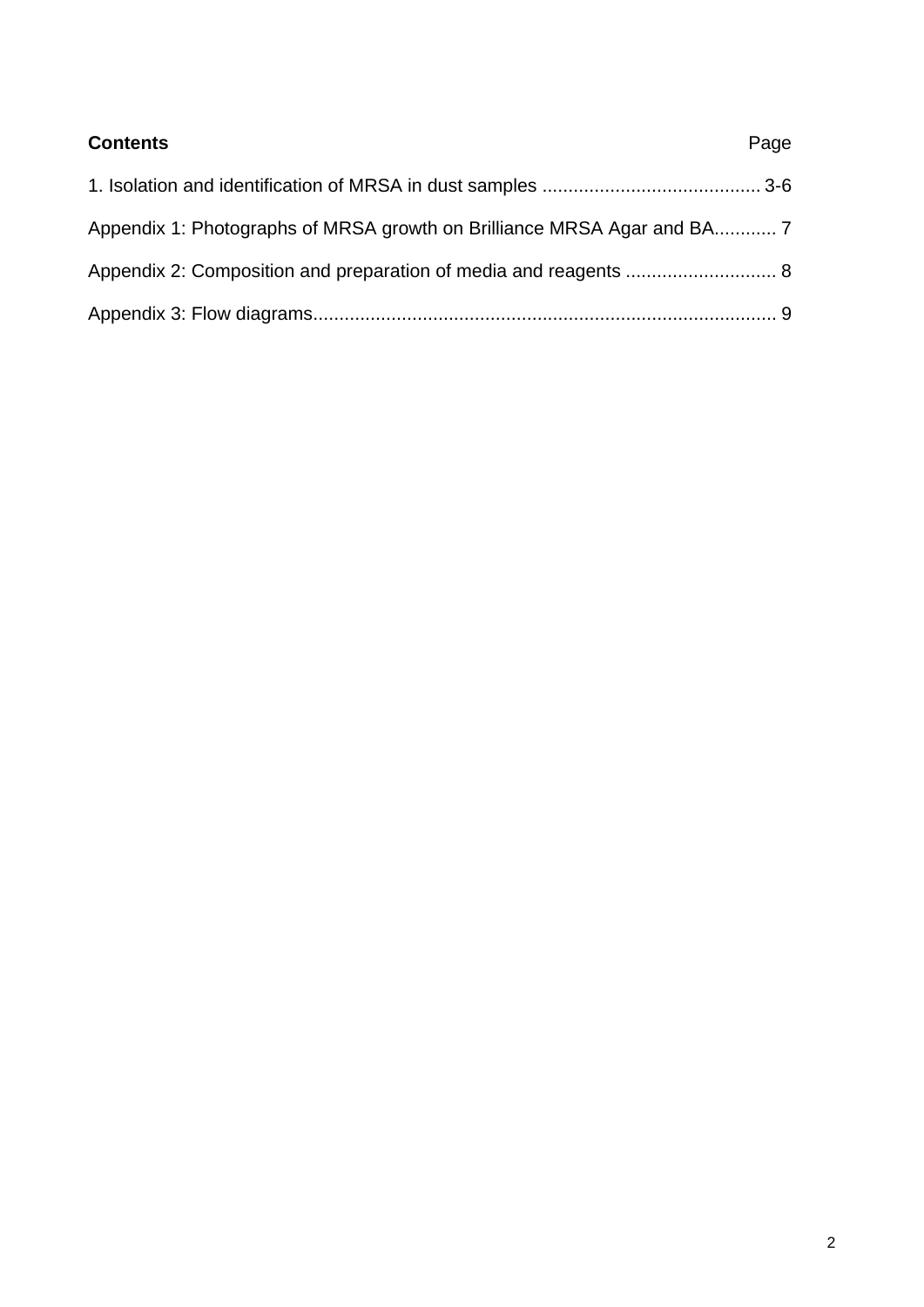**Contents** Page

| | |
|---|---|
| 1. Isolation and identification of MRSA in dust samples | 3-6 |
| Appendix 1: Photographs of MRSA growth on Brilliance MRSA Agar and BA | 7 |
| Appendix 2: Composition and preparation of media and reagents | 8 |
| Appendix 3: Flow diagrams | 9 |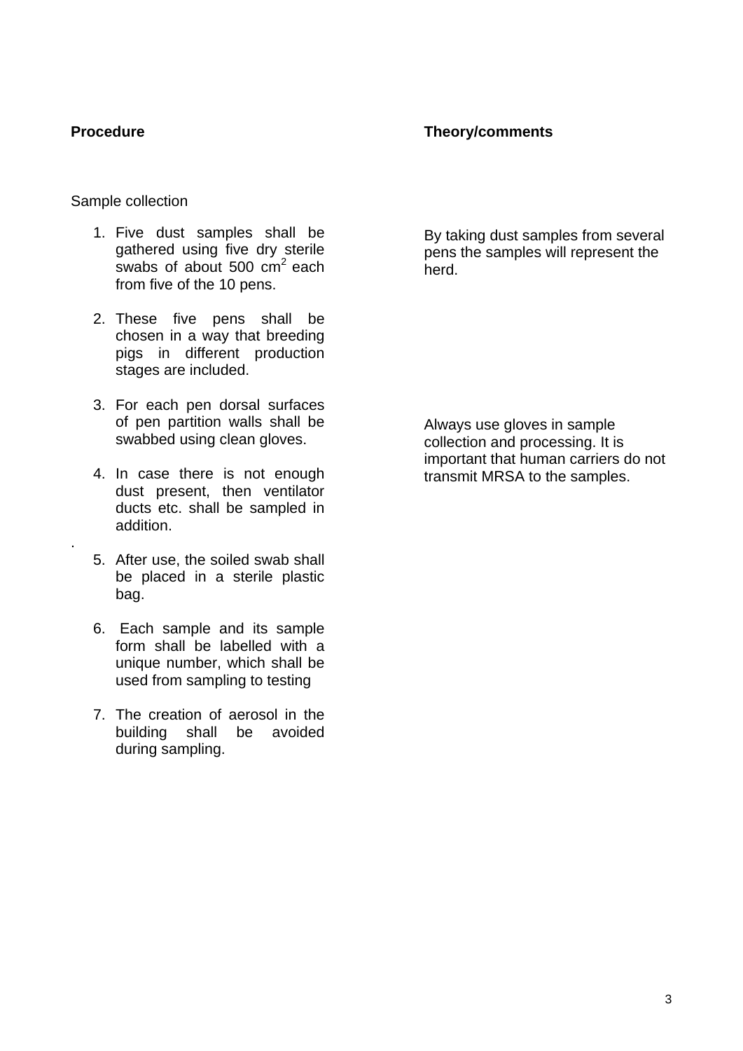**Procedure** | **Theory/comments**

Sample collection

1. Five dust samples shall be gathered using five dry sterile swabs of about 500 $cm^2$ each from five of the 10 pens.

   *By taking dust samples from several pens the samples will represent the herd.*

2. These five pens shall be chosen in a way that breeding pigs in different production stages are included.

3. For each pen dorsal surfaces of pen partition walls shall be swabbed using clean gloves.

   *Always use gloves in sample collection and processing. It is important that human carriers do not transmit MRSA to the samples.*

4. In case there is not enough dust present, then ventilator ducts etc. shall be sampled in addition.

5. After use, the soiled swab shall be placed in a sterile plastic bag.

6. Each sample and its sample form shall be labelled with a unique number, which shall be used from sampling to testing

7. The creation of aerosol in the building shall be avoided during sampling.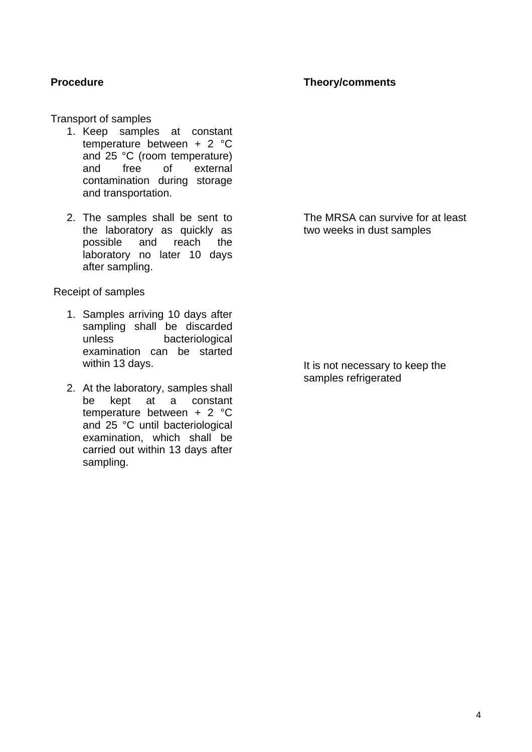| **Procedure** | **Theory/comments** |
| --- | --- |
| Transport of samples<br>1. Keep samples at constant temperature between + 2 °C and 25 °C (room temperature) and free of external contamination during storage and transportation. | |
| 2. The samples shall be sent to the laboratory as quickly as possible and reach the laboratory no later 10 days after sampling. | The MRSA can survive for at least two weeks in dust samples |
| Receipt of samples<br>1. Samples arriving 10 days after sampling shall be discarded unless bacteriological examination can be started within 13 days. | |
| 2. At the laboratory, samples shall be kept at a constant temperature between + 2 °C and 25 °C until bacteriological examination, which shall be carried out within 13 days after sampling. | It is not necessary to keep the samples refrigerated |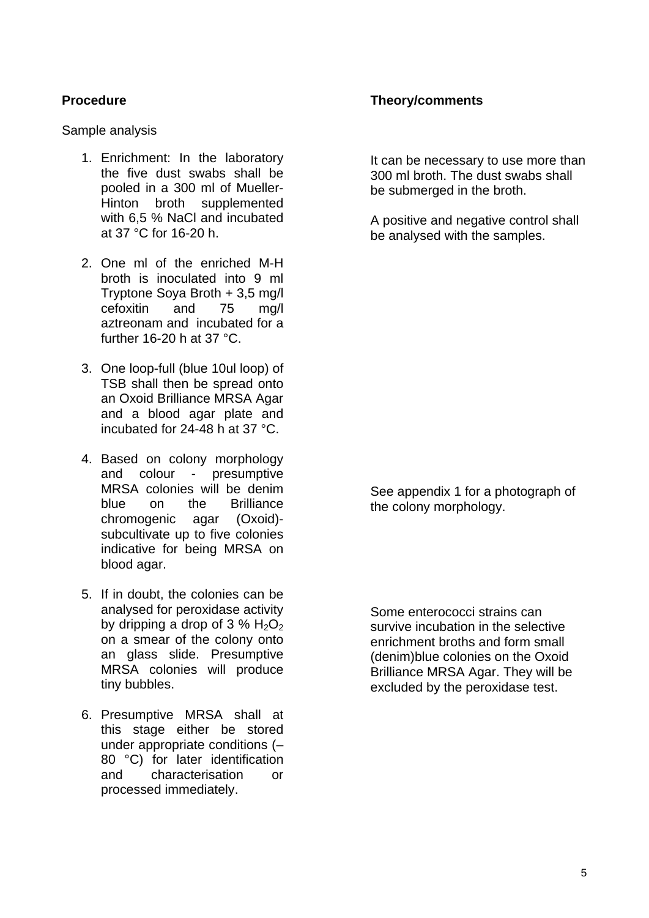**Procedure**

**Theory/comments**

Sample analysis

1. Enrichment: In the laboratory the five dust swabs shall be pooled in a 300 ml of Mueller-Hinton broth supplemented with 6,5 % NaCl and incubated at 37 °C for 16-20 h.

   It can be necessary to use more than 300 ml broth. The dust swabs shall be submerged in the broth.

   A positive and negative control shall be analysed with the samples.

2. One ml of the enriched M-H broth is inoculated into 9 ml Tryptone Soya Broth + 3,5 mg/l cefoxitin and 75 mg/l aztreonam and incubated for a further 16-20 h at 37 °C.

3. One loop-full (blue 10ul loop) of TSB shall then be spread onto an Oxoid Brilliance MRSA Agar and a blood agar plate and incubated for 24-48 h at 37 °C.

4. Based on colony morphology and colour - presumptive MRSA colonies will be denim blue on the Brilliance chromogenic agar (Oxoid)- subcultivate up to five colonies indicative for being MRSA on blood agar.

   See appendix 1 for a photograph of the colony morphology.

5. If in doubt, the colonies can be analysed for peroxidase activity by dripping a drop of 3 % $H_2O_2$ on a smear of the colony onto an glass slide. Presumptive MRSA colonies will produce tiny bubbles.

   Some enterococci strains can survive incubation in the selective enrichment broths and form small (denim)blue colonies on the Oxoid Brilliance MRSA Agar. They will be excluded by the peroxidase test.

6. Presumptive MRSA shall at this stage either be stored under appropriate conditions (–80 °C) for later identification and characterisation or processed immediately.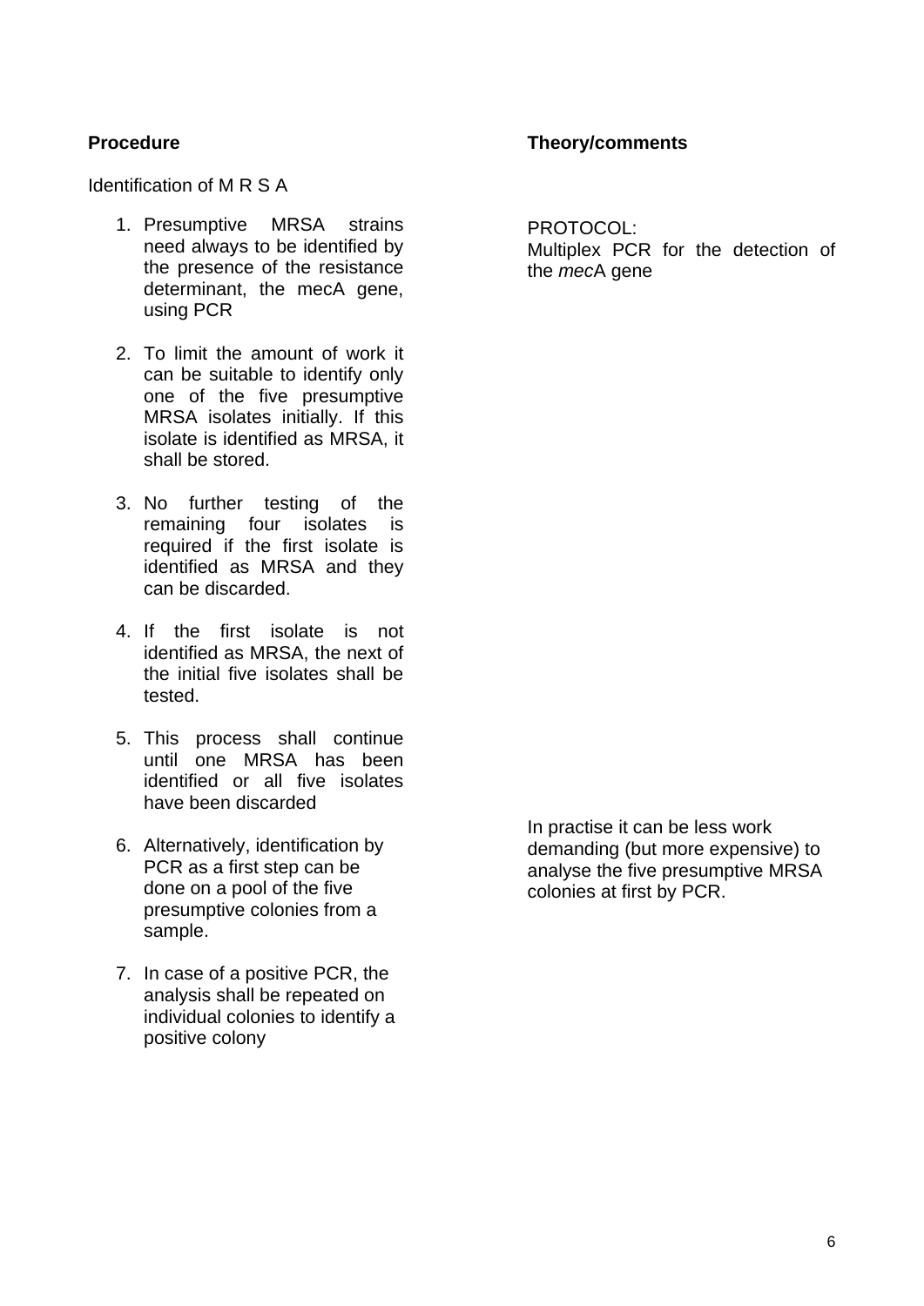**Procedure**

**Theory/comments**

Identification of M R S A

PROTOCOL:
Multiplex PCR for the detection of the *mec*A gene

1. Presumptive MRSA strains need always to be identified by the presence of the resistance determinant, the mecA gene, using PCR

2. To limit the amount of work it can be suitable to identify only one of the five presumptive MRSA isolates initially. If this isolate is identified as MRSA, it shall be stored.

3. No further testing of the remaining four isolates is required if the first isolate is identified as MRSA and they can be discarded.

4. If the first isolate is not identified as MRSA, the next of the initial five isolates shall be tested.

5. This process shall continue until one MRSA has been identified or all five isolates have been discarded

6. Alternatively, identification by PCR as a first step can be done on a pool of the five presumptive colonies from a sample.

In practise it can be less work demanding (but more expensive) to analyse the five presumptive MRSA colonies at first by PCR.

7. In case of a positive PCR, the analysis shall be repeated on individual colonies to identify a positive colony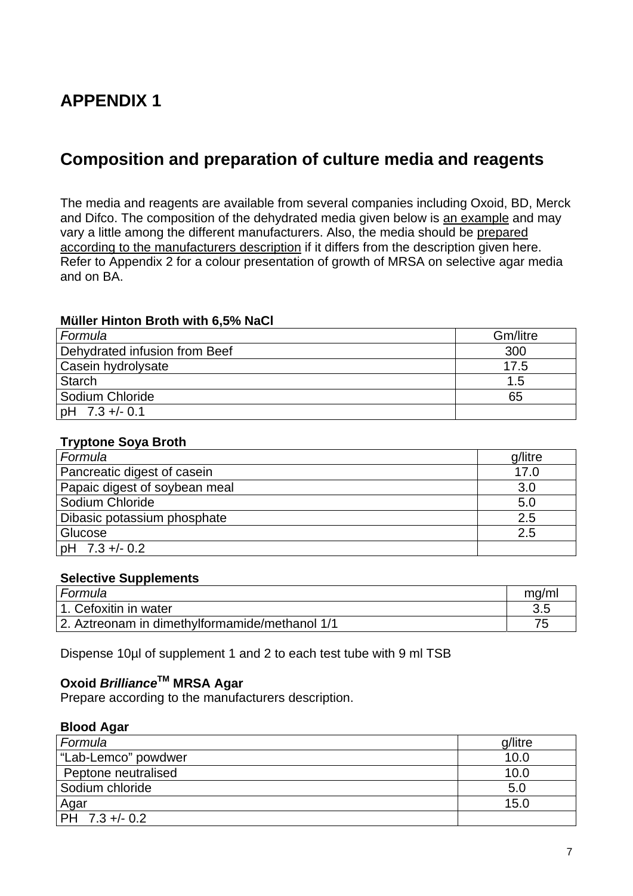# APPENDIX 1

## Composition and preparation of culture media and reagents

The media and reagents are available from several companies including Oxoid, BD, Merck and Difco. The composition of the dehydrated media given below is <u>an example</u> and may vary a little among the different manufacturers. Also, the media should be <u>prepared according to the manufacturers description</u> if it differs from the description given here. Refer to Appendix 2 for a colour presentation of growth of MRSA on selective agar media and on BA.

**Müller Hinton Broth with 6,5% NaCl**

| *Formula* | Gm/litre |
|---|---|
| Dehydrated infusion from Beef | 300 |
| Casein hydrolysate | 17.5 |
| Starch | 1.5 |
| Sodium Chloride | 65 |
| pH 7.3 +/- 0.1 | |

**Tryptone Soya Broth**

| *Formula* | g/litre |
|---|---|
| Pancreatic digest of casein | 17.0 |
| Papaic digest of soybean meal | 3.0 |
| Sodium Chloride | 5.0 |
| Dibasic potassium phosphate | 2.5 |
| Glucose | 2.5 |
| pH 7.3 +/- 0.2 | |

**Selective Supplements**

| *Formula* | mg/ml |
|---|---|
| 1. Cefoxitin in water | 3.5 |
| 2. Aztreonam in dimethylformamide/methanol 1/1 | 75 |

Dispense 10µl of supplement 1 and 2 to each test tube with 9 ml TSB

**Oxoid *Brilliance*™ MRSA Agar**
Prepare according to the manufacturers description.

**Blood Agar**

| *Formula* | g/litre |
|---|---|
| "Lab-Lemco" powdwer | 10.0 |
| Peptone neutralised | 10.0 |
| Sodium chloride | 5.0 |
| Agar | 15.0 |
| PH 7.3 +/- 0.2 | |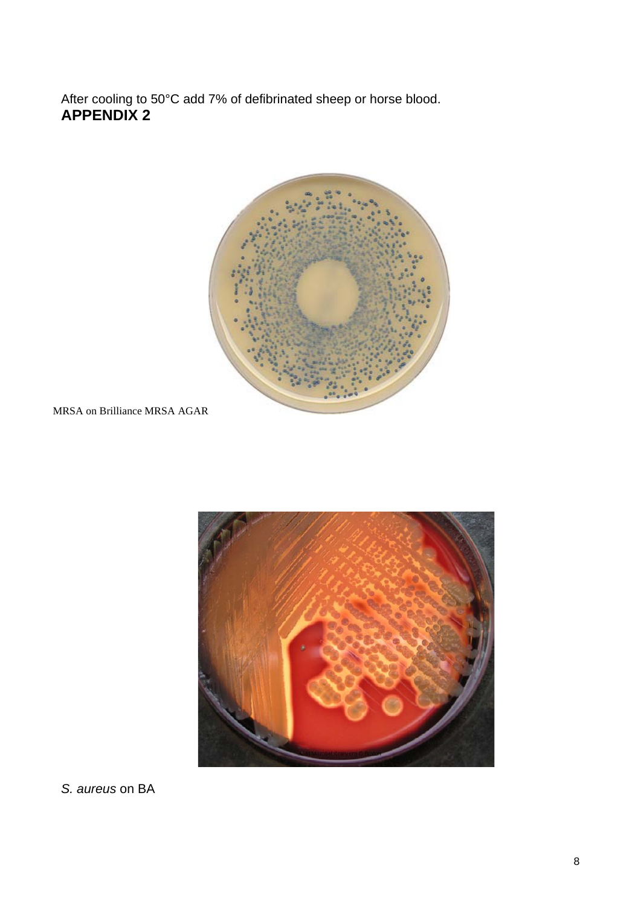After cooling to 50°C add 7% of defibrinated sheep or horse blood.

**APPENDIX 2**

MRSA on Brilliance MRSA AGAR

*S. aureus* on BA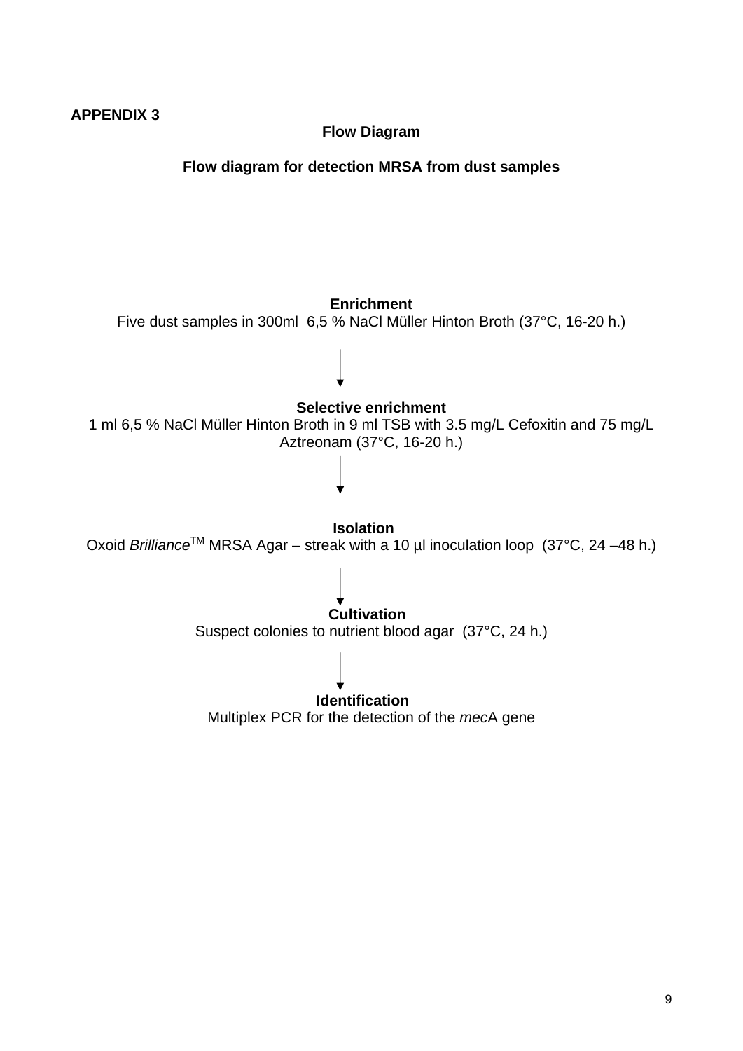**APPENDIX 3**

**Flow Diagram**

**Flow diagram for detection MRSA from dust samples**

**Enrichment**
Five dust samples in 300ml 6,5 % NaCl Müller Hinton Broth (37°C, 16-20 h.)

↓

**Selective enrichment**
1 ml 6,5 % NaCl Müller Hinton Broth in 9 ml TSB with 3.5 mg/L Cefoxitin and 75 mg/L Aztreonam (37°C, 16-20 h.)

↓

**Isolation**
Oxoid *Brilliance*™ MRSA Agar – streak with a 10 µl inoculation loop (37°C, 24 –48 h.)

↓

**Cultivation**
Suspect colonies to nutrient blood agar (37°C, 24 h.)

↓

**Identification**
Multiplex PCR for the detection of the *mec*A gene